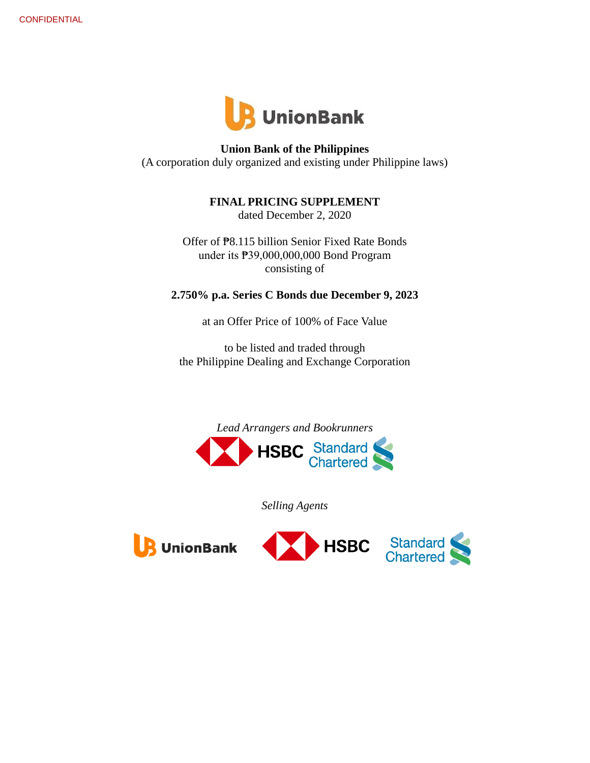CONFIDENTIAL

UnionBank

**Union Bank of the Philippines**
(A corporation duly organized and existing under Philippine laws)

**FINAL PRICING SUPPLEMENT**
dated December 2, 2020

Offer of ₱8.115 billion Senior Fixed Rate Bonds
under its ₱39,000,000,000 Bond Program
consisting of

**2.750% p.a. Series C Bonds due December 9, 2023**

at an Offer Price of 100% of Face Value

to be listed and traded through
the Philippine Dealing and Exchange Corporation

*Lead Arrangers and Bookrunners*

HSBC Standard Chartered

*Selling Agents*

UnionBank HSBC Standard Chartered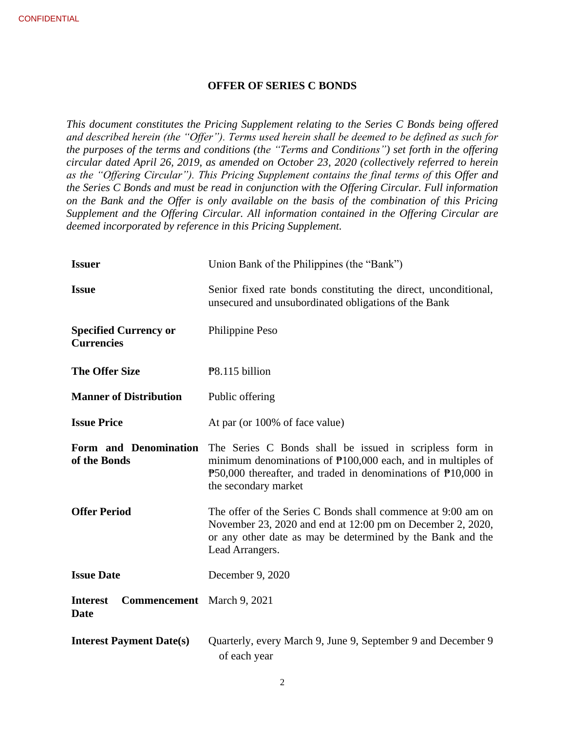CONFIDENTIAL

## OFFER OF SERIES C BONDS

*This document constitutes the Pricing Supplement relating to the Series C Bonds being offered and described herein (the "Offer"). Terms used herein shall be deemed to be defined as such for the purposes of the terms and conditions (the "Terms and Conditions") set forth in the offering circular dated April 26, 2019, as amended on October 23, 2020 (collectively referred to herein as the "Offering Circular"). This Pricing Supplement contains the final terms of this Offer and the Series C Bonds and must be read in conjunction with the Offering Circular. Full information on the Bank and the Offer is only available on the basis of the combination of this Pricing Supplement and the Offering Circular. All information contained in the Offering Circular are deemed incorporated by reference in this Pricing Supplement.*

| | |
|---|---|
| **Issuer** | Union Bank of the Philippines (the "Bank") |
| **Issue** | Senior fixed rate bonds constituting the direct, unconditional, unsecured and unsubordinated obligations of the Bank |
| **Specified Currency or Currencies** | Philippine Peso |
| **The Offer Size** | ₱8.115 billion |
| **Manner of Distribution** | Public offering |
| **Issue Price** | At par (or 100% of face value) |
| **Form and Denomination of the Bonds** | The Series C Bonds shall be issued in scripless form in minimum denominations of ₱100,000 each, and in multiples of ₱50,000 thereafter, and traded in denominations of ₱10,000 in the secondary market |
| **Offer Period** | The offer of the Series C Bonds shall commence at 9:00 am on November 23, 2020 and end at 12:00 pm on December 2, 2020, or any other date as may be determined by the Bank and the Lead Arrangers. |
| **Issue Date** | December 9, 2020 |
| **Interest Commencement Date** | March 9, 2021 |
| **Interest Payment Date(s)** | Quarterly, every March 9, June 9, September 9 and December 9 of each year |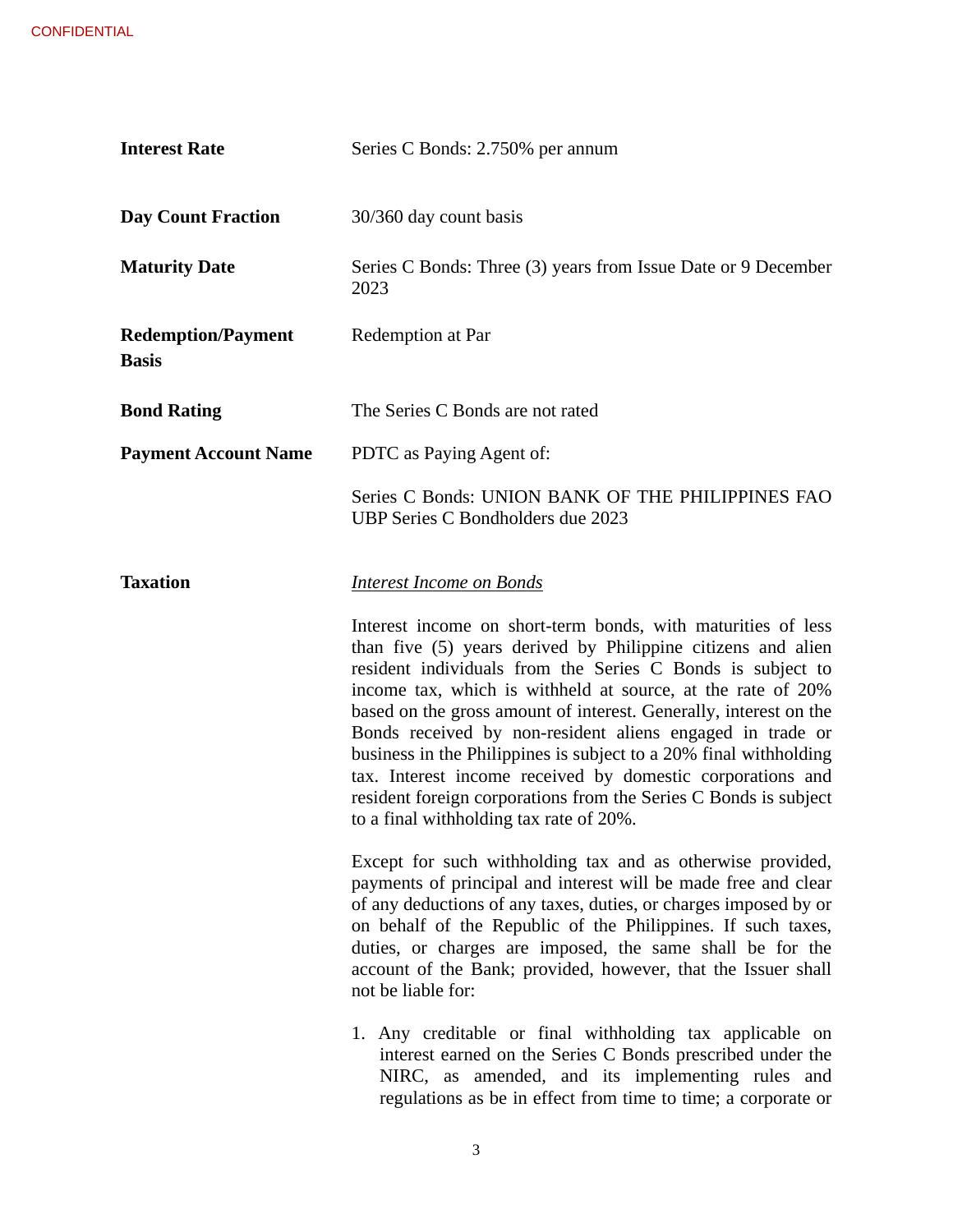| | |
|---|---|
| **Interest Rate** | Series C Bonds: 2.750% per annum |
| **Day Count Fraction** | 30/360 day count basis |
| **Maturity Date** | Series C Bonds: Three (3) years from Issue Date or 9 December 2023 |
| **Redemption/Payment Basis** | Redemption at Par |
| **Bond Rating** | The Series C Bonds are not rated |
| **Payment Account Name** | PDTC as Paying Agent of:<br><br>Series C Bonds: UNION BANK OF THE PHILIPPINES FAO UBP Series C Bondholders due 2023 |
| **Taxation** | *Interest Income on Bonds* |

Interest income on short-term bonds, with maturities of less than five (5) years derived by Philippine citizens and alien resident individuals from the Series C Bonds is subject to income tax, which is withheld at source, at the rate of 20% based on the gross amount of interest. Generally, interest on the Bonds received by non-resident aliens engaged in trade or business in the Philippines is subject to a 20% final withholding tax. Interest income received by domestic corporations and resident foreign corporations from the Series C Bonds is subject to a final withholding tax rate of 20%.

Except for such withholding tax and as otherwise provided, payments of principal and interest will be made free and clear of any deductions of any taxes, duties, or charges imposed by or on behalf of the Republic of the Philippines. If such taxes, duties, or charges are imposed, the same shall be for the account of the Bank; provided, however, that the Issuer shall not be liable for:

1. Any creditable or final withholding tax applicable on interest earned on the Series C Bonds prescribed under the NIRC, as amended, and its implementing rules and regulations as be in effect from time to time; a corporate or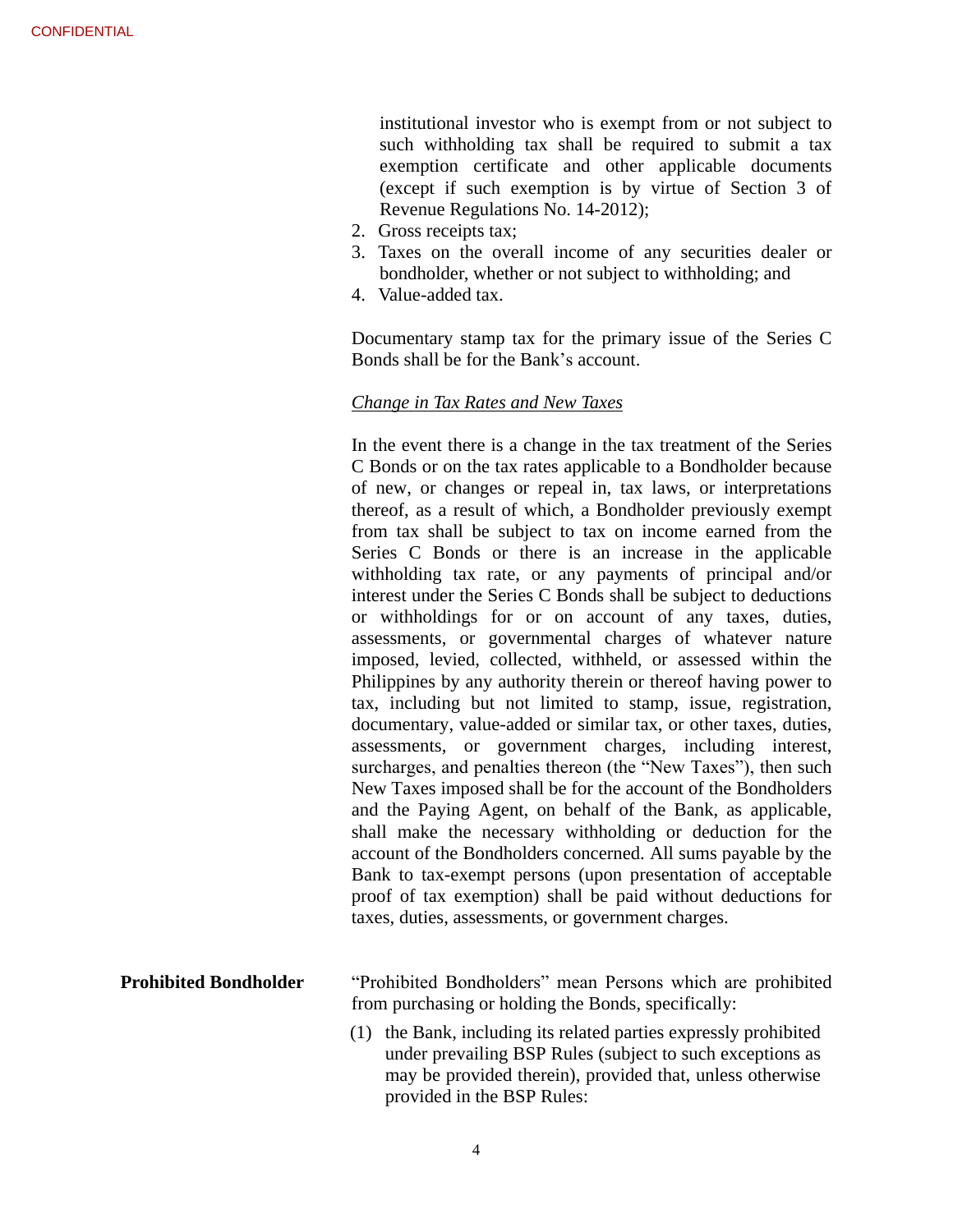institutional investor who is exempt from or not subject to such withholding tax shall be required to submit a tax exemption certificate and other applicable documents (except if such exemption is by virtue of Section 3 of Revenue Regulations No. 14-2012);

2. Gross receipts tax;
3. Taxes on the overall income of any securities dealer or bondholder, whether or not subject to withholding; and
4. Value-added tax.

Documentary stamp tax for the primary issue of the Series C Bonds shall be for the Bank's account.

*Change in Tax Rates and New Taxes*

In the event there is a change in the tax treatment of the Series C Bonds or on the tax rates applicable to a Bondholder because of new, or changes or repeal in, tax laws, or interpretations thereof, as a result of which, a Bondholder previously exempt from tax shall be subject to tax on income earned from the Series C Bonds or there is an increase in the applicable withholding tax rate, or any payments of principal and/or interest under the Series C Bonds shall be subject to deductions or withholdings for or on account of any taxes, duties, assessments, or governmental charges of whatever nature imposed, levied, collected, withheld, or assessed within the Philippines by any authority therein or thereof having power to tax, including but not limited to stamp, issue, registration, documentary, value-added or similar tax, or other taxes, duties, assessments, or government charges, including interest, surcharges, and penalties thereon (the "New Taxes"), then such New Taxes imposed shall be for the account of the Bondholders and the Paying Agent, on behalf of the Bank, as applicable, shall make the necessary withholding or deduction for the account of the Bondholders concerned. All sums payable by the Bank to tax-exempt persons (upon presentation of acceptable proof of tax exemption) shall be paid without deductions for taxes, duties, assessments, or government charges.

**Prohibited Bondholder**

"Prohibited Bondholders" mean Persons which are prohibited from purchasing or holding the Bonds, specifically:

(1) the Bank, including its related parties expressly prohibited under prevailing BSP Rules (subject to such exceptions as may be provided therein), provided that, unless otherwise provided in the BSP Rules: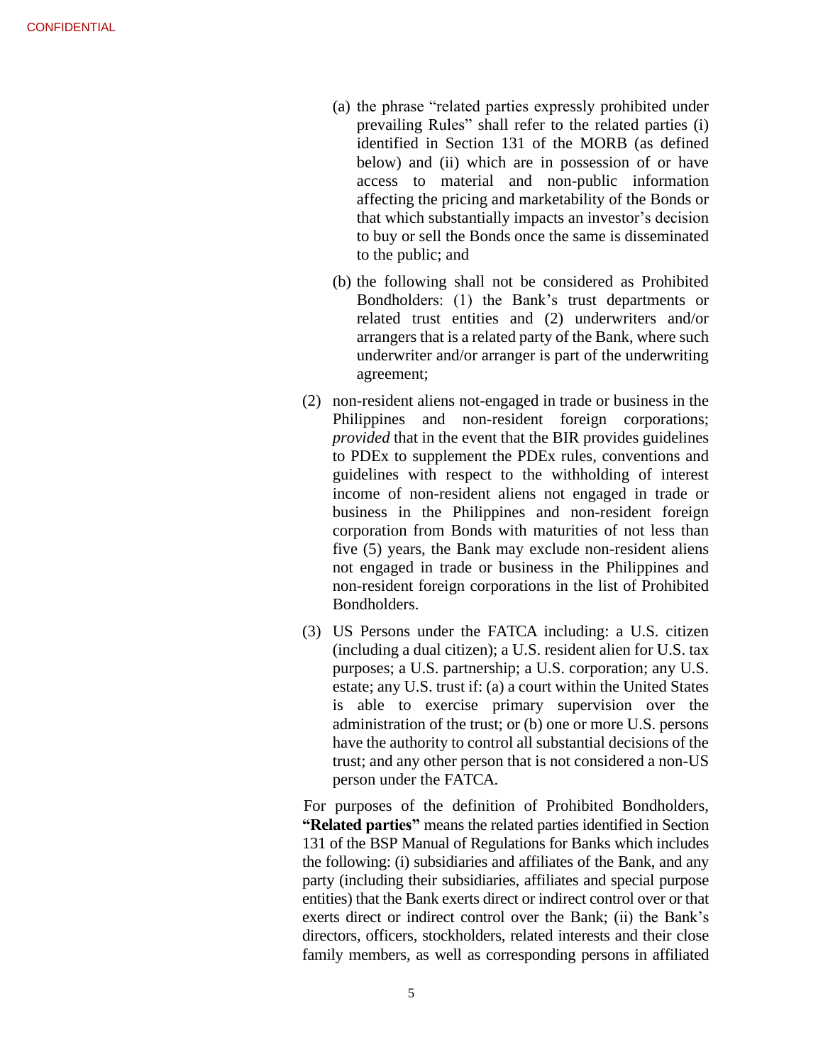(a) the phrase "related parties expressly prohibited under prevailing Rules" shall refer to the related parties (i) identified in Section 131 of the MORB (as defined below) and (ii) which are in possession of or have access to material and non-public information affecting the pricing and marketability of the Bonds or that which substantially impacts an investor's decision to buy or sell the Bonds once the same is disseminated to the public; and

(b) the following shall not be considered as Prohibited Bondholders: (1) the Bank's trust departments or related trust entities and (2) underwriters and/or arrangers that is a related party of the Bank, where such underwriter and/or arranger is part of the underwriting agreement;

(2) non-resident aliens not-engaged in trade or business in the Philippines and non-resident foreign corporations; *provided* that in the event that the BIR provides guidelines to PDEx to supplement the PDEx rules, conventions and guidelines with respect to the withholding of interest income of non-resident aliens not engaged in trade or business in the Philippines and non-resident foreign corporation from Bonds with maturities of not less than five (5) years, the Bank may exclude non-resident aliens not engaged in trade or business in the Philippines and non-resident foreign corporations in the list of Prohibited Bondholders.

(3) US Persons under the FATCA including: a U.S. citizen (including a dual citizen); a U.S. resident alien for U.S. tax purposes; a U.S. partnership; a U.S. corporation; any U.S. estate; any U.S. trust if: (a) a court within the United States is able to exercise primary supervision over the administration of the trust; or (b) one or more U.S. persons have the authority to control all substantial decisions of the trust; and any other person that is not considered a non-US person under the FATCA.

For purposes of the definition of Prohibited Bondholders, **"Related parties"** means the related parties identified in Section 131 of the BSP Manual of Regulations for Banks which includes the following: (i) subsidiaries and affiliates of the Bank, and any party (including their subsidiaries, affiliates and special purpose entities) that the Bank exerts direct or indirect control over or that exerts direct or indirect control over the Bank; (ii) the Bank's directors, officers, stockholders, related interests and their close family members, as well as corresponding persons in affiliated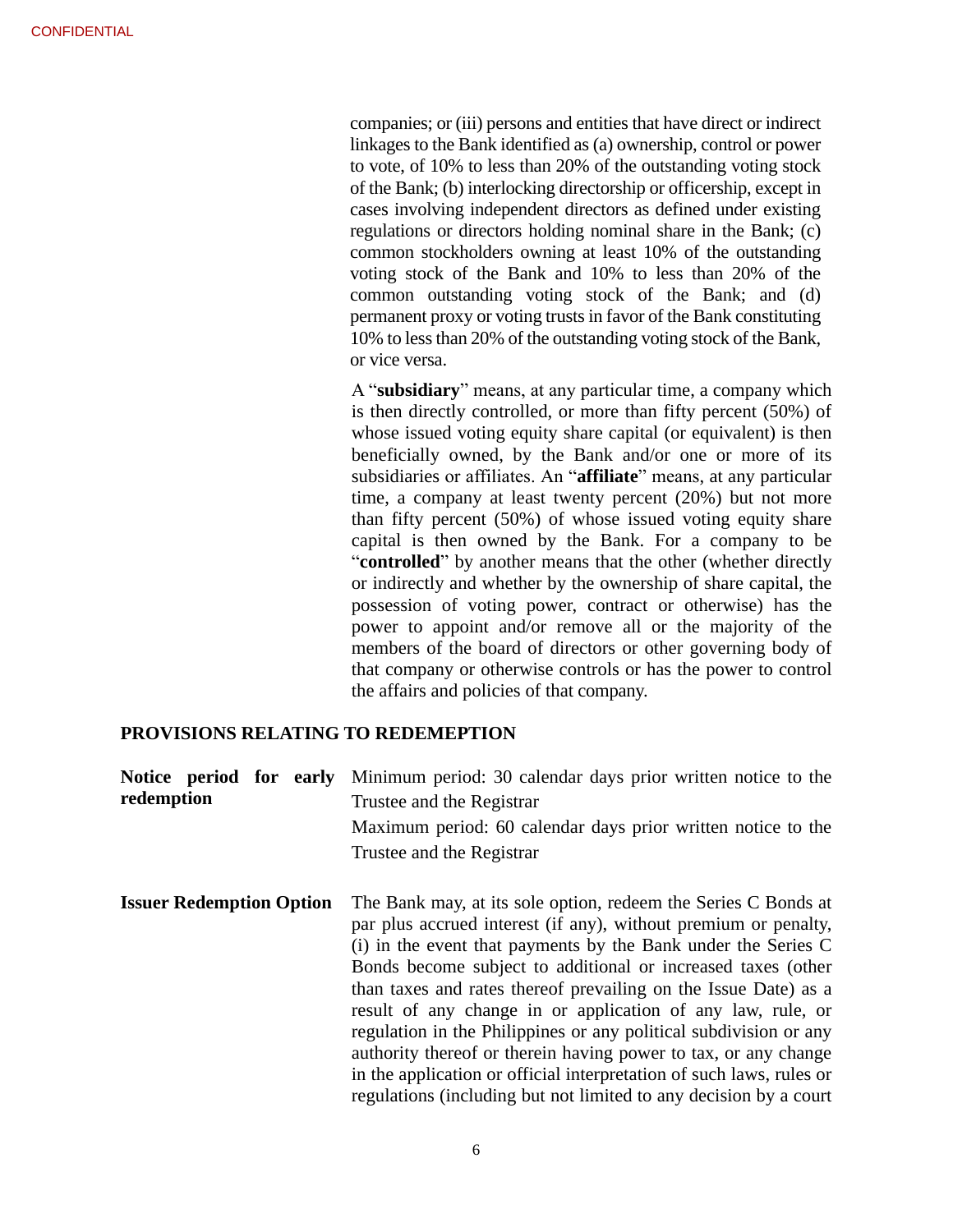companies; or (iii) persons and entities that have direct or indirect linkages to the Bank identified as (a) ownership, control or power to vote, of 10% to less than 20% of the outstanding voting stock of the Bank; (b) interlocking directorship or officership, except in cases involving independent directors as defined under existing regulations or directors holding nominal share in the Bank; (c) common stockholders owning at least 10% of the outstanding voting stock of the Bank and 10% to less than 20% of the common outstanding voting stock of the Bank; and (d) permanent proxy or voting trusts in favor of the Bank constituting 10% to less than 20% of the outstanding voting stock of the Bank, or vice versa.

A "**subsidiary**" means, at any particular time, a company which is then directly controlled, or more than fifty percent (50%) of whose issued voting equity share capital (or equivalent) is then beneficially owned, by the Bank and/or one or more of its subsidiaries or affiliates. An "**affiliate**" means, at any particular time, a company at least twenty percent (20%) but not more than fifty percent (50%) of whose issued voting equity share capital is then owned by the Bank. For a company to be "**controlled**" by another means that the other (whether directly or indirectly and whether by the ownership of share capital, the possession of voting power, contract or otherwise) has the power to appoint and/or remove all or the majority of the members of the board of directors or other governing body of that company or otherwise controls or has the power to control the affairs and policies of that company.

**PROVISIONS RELATING TO REDEMPTION**

**Notice period for early redemption** — Minimum period: 30 calendar days prior written notice to the Trustee and the Registrar

Maximum period: 60 calendar days prior written notice to the Trustee and the Registrar

**Issuer Redemption Option** — The Bank may, at its sole option, redeem the Series C Bonds at par plus accrued interest (if any), without premium or penalty, (i) in the event that payments by the Bank under the Series C Bonds become subject to additional or increased taxes (other than taxes and rates thereof prevailing on the Issue Date) as a result of any change in or application of any law, rule, or regulation in the Philippines or any political subdivision or any authority thereof or therein having power to tax, or any change in the application or official interpretation of such laws, rules or regulations (including but not limited to any decision by a court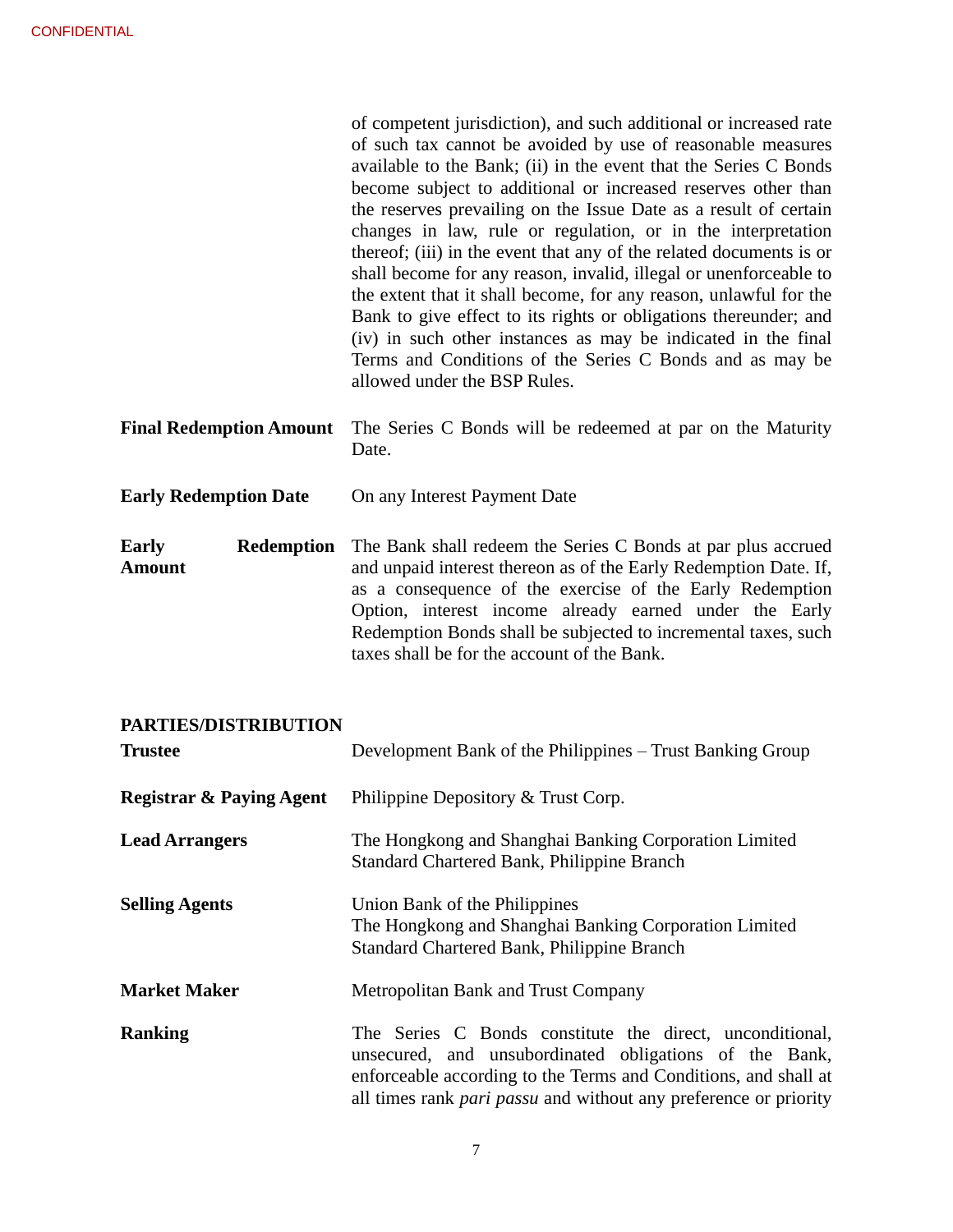of competent jurisdiction), and such additional or increased rate of such tax cannot be avoided by use of reasonable measures available to the Bank; (ii) in the event that the Series C Bonds become subject to additional or increased reserves other than the reserves prevailing on the Issue Date as a result of certain changes in law, rule or regulation, or in the interpretation thereof; (iii) in the event that any of the related documents is or shall become for any reason, invalid, illegal or unenforceable to the extent that it shall become, for any reason, unlawful for the Bank to give effect to its rights or obligations thereunder; and (iv) in such other instances as may be indicated in the final Terms and Conditions of the Series C Bonds and as may be allowed under the BSP Rules.

| | |
|---|---|
| **Final Redemption Amount** | The Series C Bonds will be redeemed at par on the Maturity Date. |
| **Early Redemption Date** | On any Interest Payment Date |
| **Early Redemption Amount** | The Bank shall redeem the Series C Bonds at par plus accrued and unpaid interest thereon as of the Early Redemption Date. If, as a consequence of the exercise of the Early Redemption Option, interest income already earned under the Early Redemption Bonds shall be subjected to incremental taxes, such taxes shall be for the account of the Bank. |

**PARTIES/DISTRIBUTION**

| | |
|---|---|
| **Trustee** | Development Bank of the Philippines – Trust Banking Group |
| **Registrar & Paying Agent** | Philippine Depository & Trust Corp. |
| **Lead Arrangers** | The Hongkong and Shanghai Banking Corporation Limited<br>Standard Chartered Bank, Philippine Branch |
| **Selling Agents** | Union Bank of the Philippines<br>The Hongkong and Shanghai Banking Corporation Limited<br>Standard Chartered Bank, Philippine Branch |
| **Market Maker** | Metropolitan Bank and Trust Company |
| **Ranking** | The Series C Bonds constitute the direct, unconditional, unsecured, and unsubordinated obligations of the Bank, enforceable according to the Terms and Conditions, and shall at all times rank *pari passu* and without any preference or priority |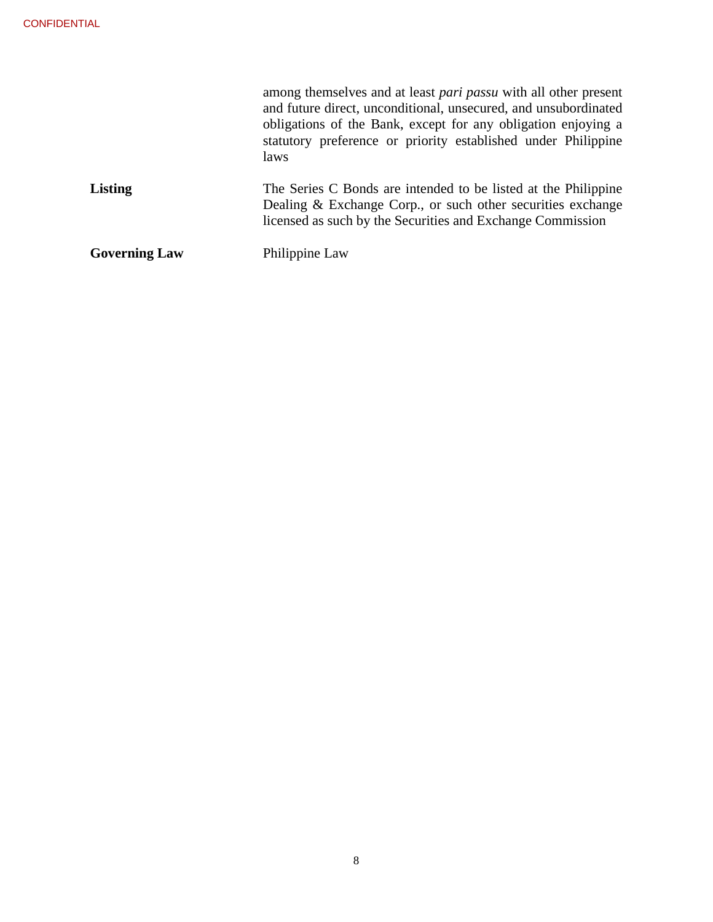|  |  |
|---|---|
|  | among themselves and at least *pari passu* with all other present and future direct, unconditional, unsecured, and unsubordinated obligations of the Bank, except for any obligation enjoying a statutory preference or priority established under Philippine laws |
| **Listing** | The Series C Bonds are intended to be listed at the Philippine Dealing & Exchange Corp., or such other securities exchange licensed as such by the Securities and Exchange Commission |
| **Governing Law** | Philippine Law |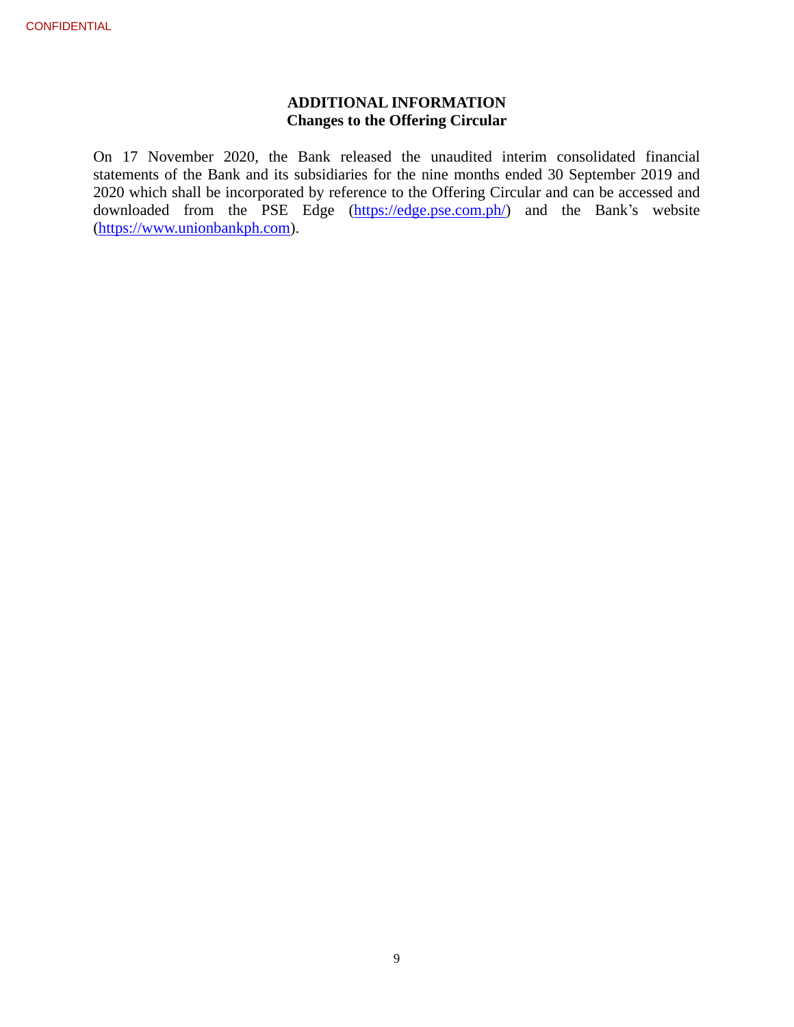## ADDITIONAL INFORMATION
### Changes to the Offering Circular

On 17 November 2020, the Bank released the unaudited interim consolidated financial statements of the Bank and its subsidiaries for the nine months ended 30 September 2019 and 2020 which shall be incorporated by reference to the Offering Circular and can be accessed and downloaded from the PSE Edge (https://edge.pse.com.ph/) and the Bank's website (https://www.unionbankph.com).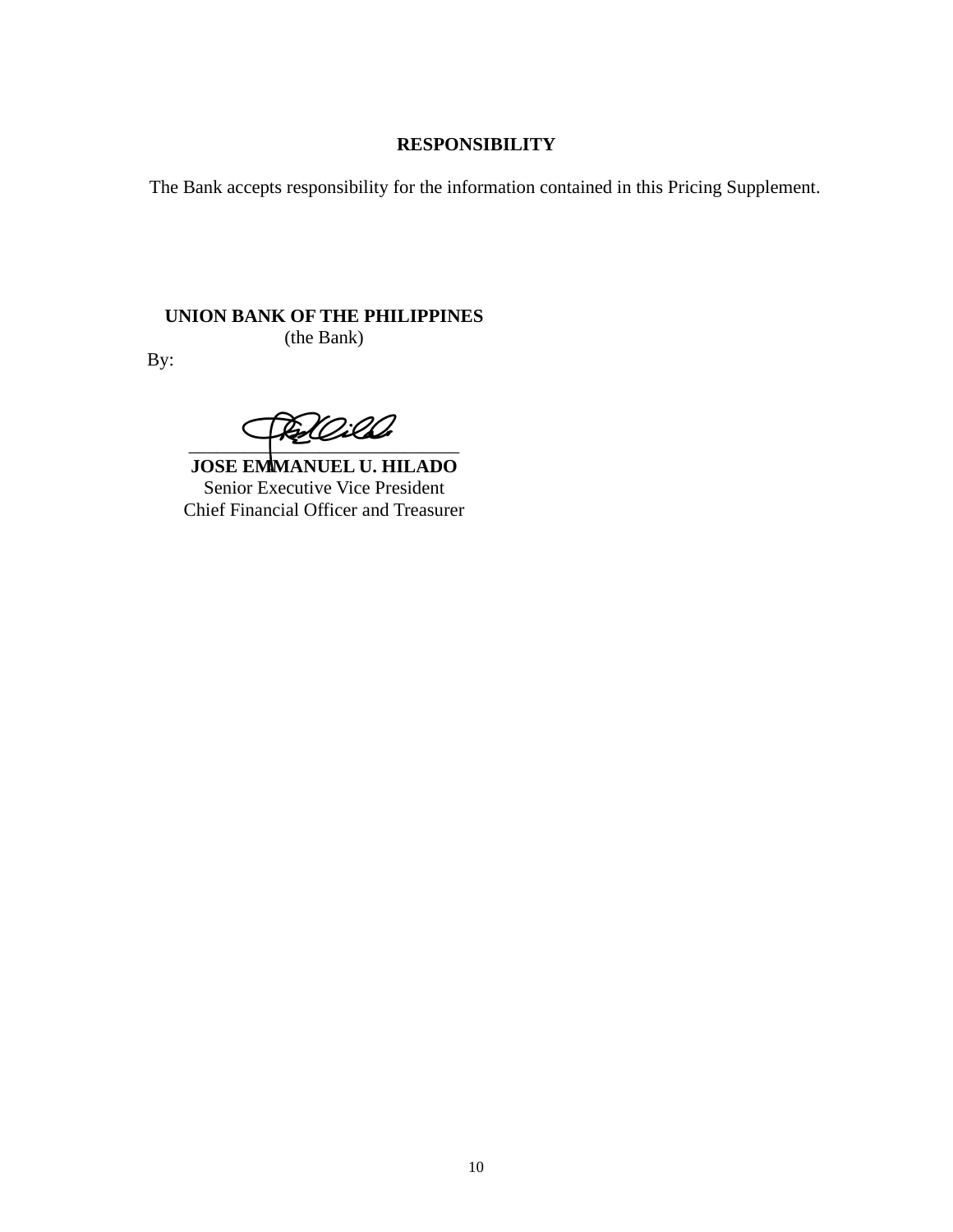**RESPONSIBILITY**

The Bank accepts responsibility for the information contained in this Pricing Supplement.

**UNION BANK OF THE PHILIPPINES**
(the Bank)

By:

\_\_\_\_\_\_\_\_\_\_\_\_\_\_\_\_\_\_\_\_\_\_\_\_\_\_\_\_\_\_\_\_

**JOSE EMMANUEL U. HILADO**
Senior Executive Vice President
Chief Financial Officer and Treasurer